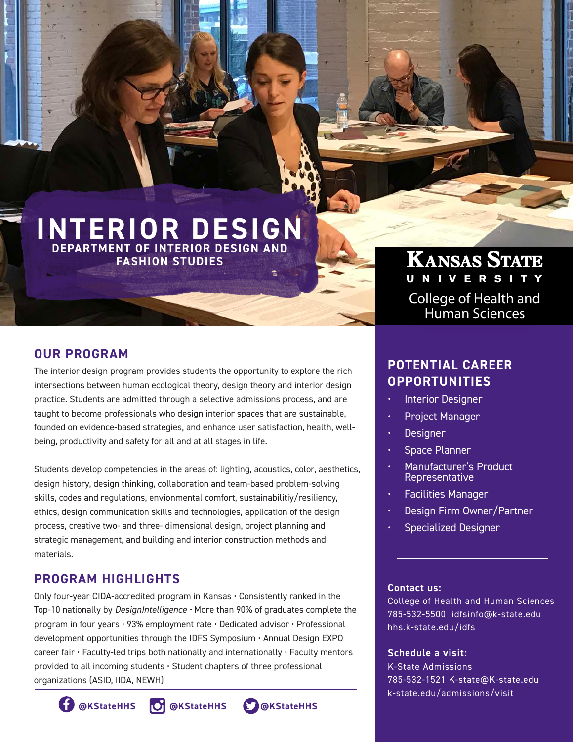# INTERIOR DESIGN

**DEPARTMENT OF INTERIOR DESIGN AND FASHION STUDIES**

**KANSAS STATE UNIVERSITY**

College of Health and Human Sciences

## OUR PROGRAM

The interior design program provides students the opportunity to explore the rich intersections between human ecological theory, design theory and interior design practice. Students are admitted through a selective admissions process, and are taught to become professionals who design interior spaces that are sustainable, founded on evidence-based strategies, and enhance user satisfaction, health, well-being, productivity and safety for all and at all stages in life.

Students develop competencies in the areas of: lighting, acoustics, color, aesthetics, design history, design thinking, collaboration and team-based problem-solving skills, codes and regulations, envionmental comfort, sustainabilitiy/resiliency, ethics, design communication skills and technologies, application of the design process, creative two- and three- dimensional design, project planning and strategic management, and building and interior construction methods and materials.

## PROGRAM HIGHLIGHTS

Only four-year CIDA-accredited program in Kansas • Consistently ranked in the Top-10 nationally by *DesignIntelligence* • More than 90% of graduates complete the program in four years • 93% employment rate • Dedicated advisor • Professional development opportunities through the IDFS Symposium • Annual Design EXPO career fair • Faculty-led trips both nationally and internationally • Faculty mentors provided to all incoming students • Student chapters of three professional organizations (ASID, IIDA, NEWH)

@KStateHHS @KStateHHS @KStateHHS

## POTENTIAL CAREER OPPORTUNITIES

- Interior Designer
- Project Manager
- Designer
- Space Planner
- Manufacturer's Product Representative
- Facilities Manager
- Design Firm Owner/Partner
- Specialized Designer

**Contact us:**
College of Health and Human Sciences
785-532-5500 idfsinfo@k-state.edu
hhs.k-state.edu/idfs

**Schedule a visit:**
K-State Admissions
785-532-1521 K-state@K-state.edu
k-state.edu/admissions/visit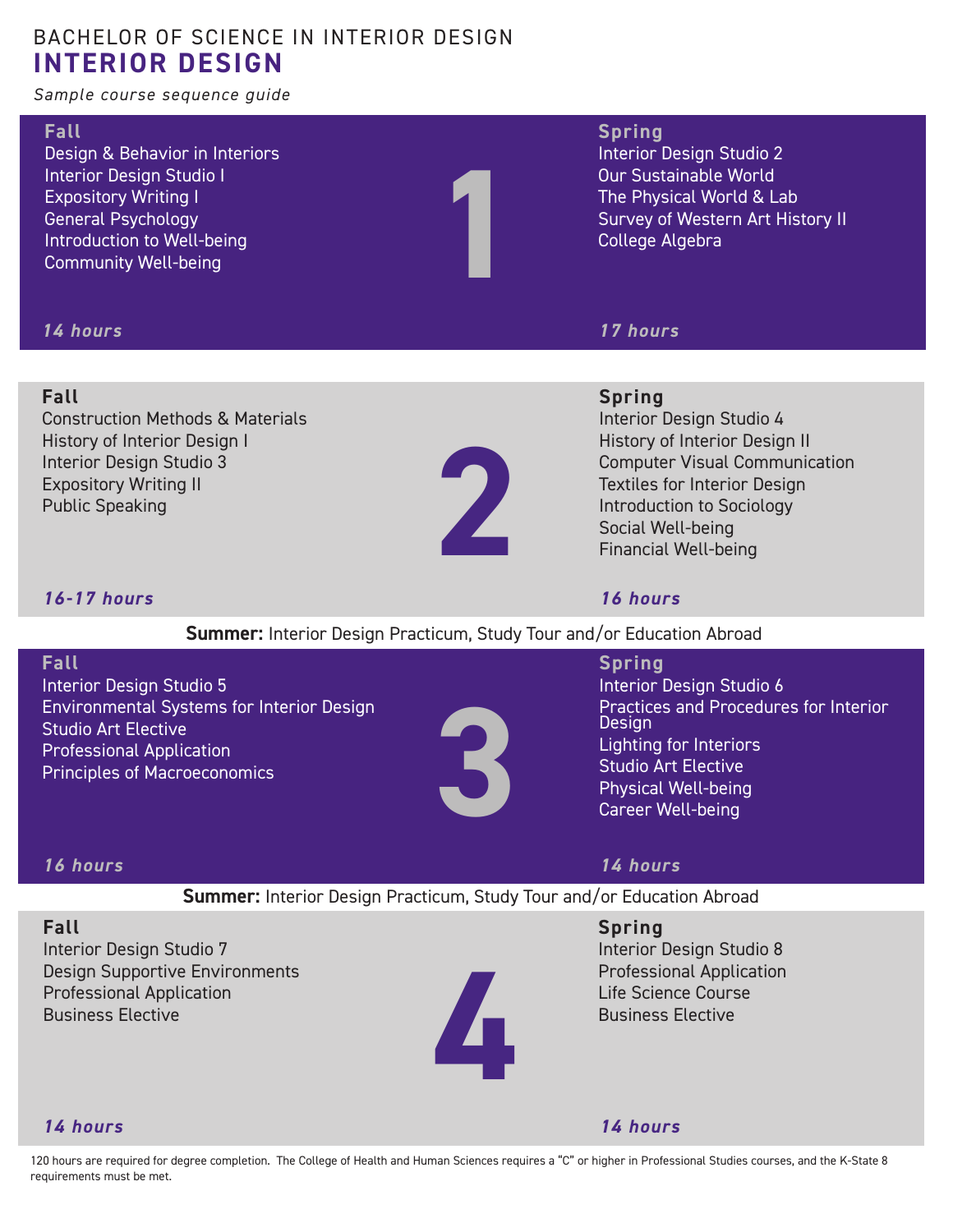BACHELOR OF SCIENCE IN INTERIOR DESIGN

# INTERIOR DESIGN

*Sample course sequence guide*

## 1

**Fall**

- Design & Behavior in Interiors
- Interior Design Studio I
- Expository Writing I
- General Psychology
- Introduction to Well-being
- Community Well-being

***14 hours***

**Spring**

- Interior Design Studio 2
- Our Sustainable World
- The Physical World & Lab
- Survey of Western Art History II
- College Algebra

***17 hours***

## 2

**Fall**

- Construction Methods & Materials
- History of Interior Design I
- Interior Design Studio 3
- Expository Writing II
- Public Speaking

***16-17 hours***

**Spring**

- Interior Design Studio 4
- History of Interior Design II
- Computer Visual Communication
- Textiles for Interior Design
- Introduction to Sociology
- Social Well-being
- Financial Well-being

***16 hours***

**Summer:** Interior Design Practicum, Study Tour and/or Education Abroad

## 3

**Fall**

- Interior Design Studio 5
- Environmental Systems for Interior Design
- Studio Art Elective
- Professional Application
- Principles of Macroeconomics

***16 hours***

**Spring**

- Interior Design Studio 6
- Practices and Procedures for Interior Design
- Lighting for Interiors
- Studio Art Elective
- Physical Well-being
- Career Well-being

***14 hours***

**Summer:** Interior Design Practicum, Study Tour and/or Education Abroad

## 4

**Fall**

- Interior Design Studio 7
- Design Supportive Environments
- Professional Application
- Business Elective

***14 hours***

**Spring**

- Interior Design Studio 8
- Professional Application
- Life Science Course
- Business Elective

***14 hours***

120 hours are required for degree completion. The College of Health and Human Sciences requires a "C" or higher in Professional Studies courses, and the K-State 8 requirements must be met.